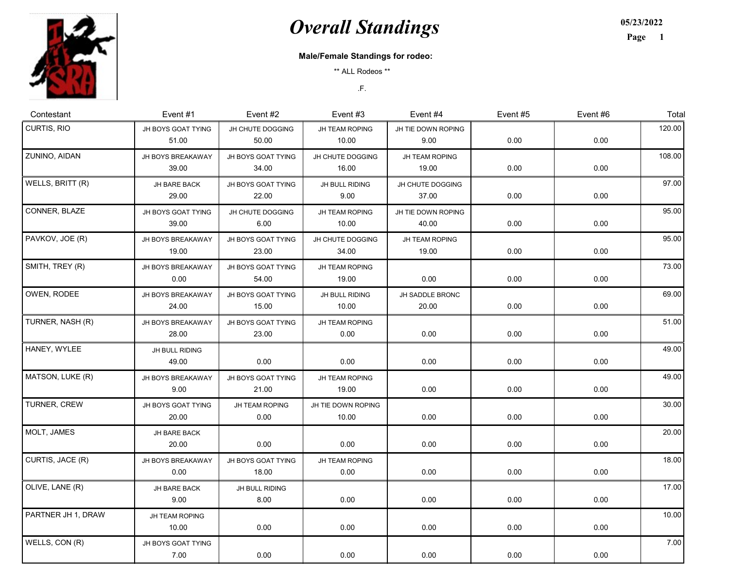# *Overall Standings*

05/23/2022

**Male/Female Standings for rodeo:**

** ALL Rodeos **

.F.

| Contestant | Event #1 | Event #2 | Event #3 | Event #4 | Event #5 | Event #6 | Total |
|---|---|---|---|---|---|---|---|
| CURTIS, RIO | JH BOYS GOAT TYING 51.00 | JH CHUTE DOGGING 50.00 | JH TEAM ROPING 10.00 | JH TIE DOWN ROPING 9.00 | 0.00 | 0.00 | 120.00 |
| ZUNINO, AIDAN | JH BOYS BREAKAWAY 39.00 | JH BOYS GOAT TYING 34.00 | JH CHUTE DOGGING 16.00 | JH TEAM ROPING 19.00 | 0.00 | 0.00 | 108.00 |
| WELLS, BRITT (R) | JH BARE BACK 29.00 | JH BOYS GOAT TYING 22.00 | JH BULL RIDING 9.00 | JH CHUTE DOGGING 37.00 | 0.00 | 0.00 | 97.00 |
| CONNER, BLAZE | JH BOYS GOAT TYING 39.00 | JH CHUTE DOGGING 6.00 | JH TEAM ROPING 10.00 | JH TIE DOWN ROPING 40.00 | 0.00 | 0.00 | 95.00 |
| PAVKOV, JOE (R) | JH BOYS BREAKAWAY 19.00 | JH BOYS GOAT TYING 23.00 | JH CHUTE DOGGING 34.00 | JH TEAM ROPING 19.00 | 0.00 | 0.00 | 95.00 |
| SMITH, TREY (R) | JH BOYS BREAKAWAY 0.00 | JH BOYS GOAT TYING 54.00 | JH TEAM ROPING 19.00 | 0.00 | 0.00 | 0.00 | 73.00 |
| OWEN, RODEE | JH BOYS BREAKAWAY 24.00 | JH BOYS GOAT TYING 15.00 | JH BULL RIDING 10.00 | JH SADDLE BRONC 20.00 | 0.00 | 0.00 | 69.00 |
| TURNER, NASH (R) | JH BOYS BREAKAWAY 28.00 | JH BOYS GOAT TYING 23.00 | JH TEAM ROPING 0.00 | 0.00 | 0.00 | 0.00 | 51.00 |
| HANEY, WYLEE | JH BULL RIDING 49.00 | 0.00 | 0.00 | 0.00 | 0.00 | 0.00 | 49.00 |
| MATSON, LUKE (R) | JH BOYS BREAKAWAY 9.00 | JH BOYS GOAT TYING 21.00 | JH TEAM ROPING 19.00 | 0.00 | 0.00 | 0.00 | 49.00 |
| TURNER, CREW | JH BOYS GOAT TYING 20.00 | JH TEAM ROPING 0.00 | JH TIE DOWN ROPING 10.00 | 0.00 | 0.00 | 0.00 | 30.00 |
| MOLT, JAMES | JH BARE BACK 20.00 | 0.00 | 0.00 | 0.00 | 0.00 | 0.00 | 20.00 |
| CURTIS, JACE (R) | JH BOYS BREAKAWAY 0.00 | JH BOYS GOAT TYING 18.00 | JH TEAM ROPING 0.00 | 0.00 | 0.00 | 0.00 | 18.00 |
| OLIVE, LANE (R) | JH BARE BACK 9.00 | JH BULL RIDING 8.00 | 0.00 | 0.00 | 0.00 | 0.00 | 17.00 |
| PARTNER JH 1, DRAW | JH TEAM ROPING 10.00 | 0.00 | 0.00 | 0.00 | 0.00 | 0.00 | 10.00 |
| WELLS, CON (R) | JH BOYS GOAT TYING 7.00 | 0.00 | 0.00 | 0.00 | 0.00 | 0.00 | 7.00 |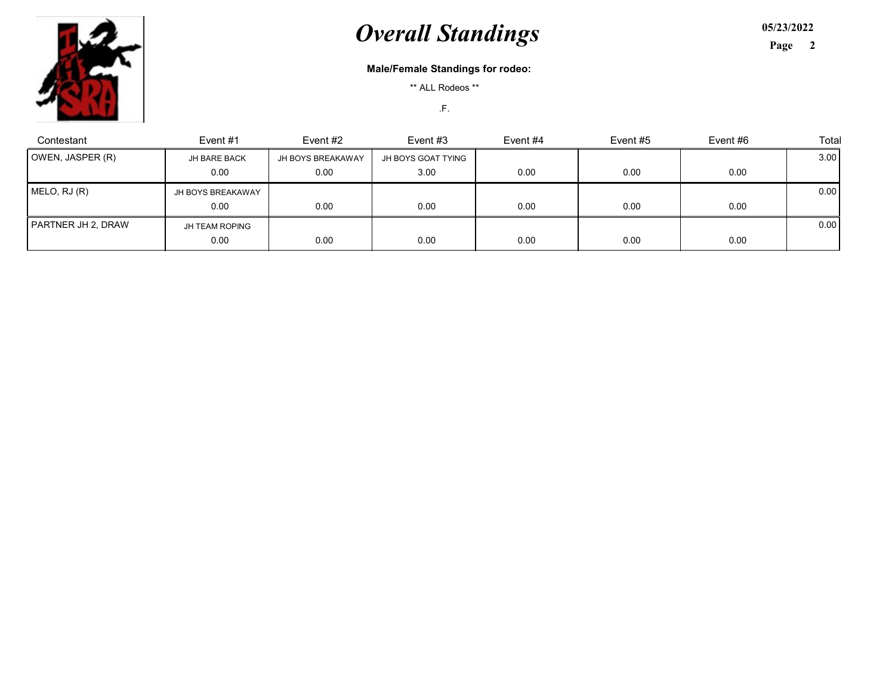# Overall Standings

05/23/2022

**Male/Female Standings for rodeo:**

** ALL Rodeos **

.F.

| Contestant | Event #1 | Event #2 | Event #3 | Event #4 | Event #5 | Event #6 | Total |
|---|---|---|---|---|---|---|---|
| OWEN, JASPER (R) | JH BARE BACK 0.00 | JH BOYS BREAKAWAY 0.00 | JH BOYS GOAT TYING 3.00 | 0.00 | 0.00 | 0.00 | 3.00 |
| MELO, RJ (R) | JH BOYS BREAKAWAY 0.00 | 0.00 | 0.00 | 0.00 | 0.00 | 0.00 | 0.00 |
| PARTNER JH 2, DRAW | JH TEAM ROPING 0.00 | 0.00 | 0.00 | 0.00 | 0.00 | 0.00 | 0.00 |